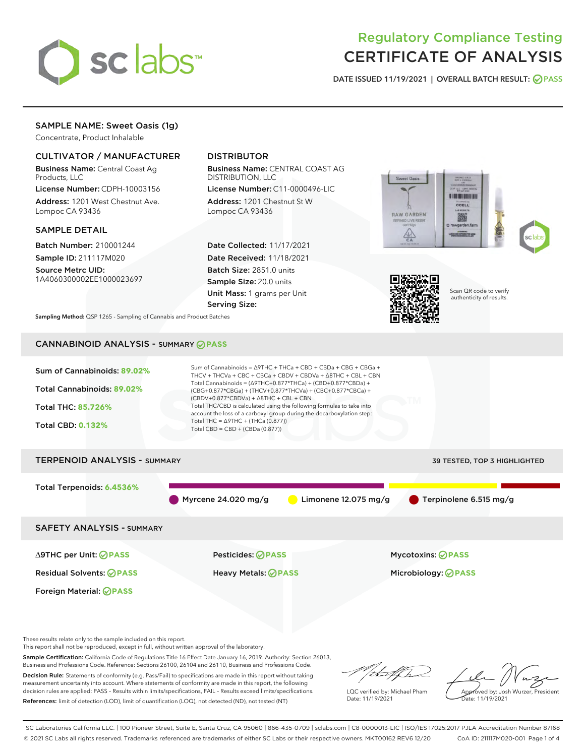# Regulatory Compliance Testing
# CERTIFICATE OF ANALYSIS

DATE ISSUED 11/19/2021 | OVERALL BATCH RESULT: PASS

## SAMPLE NAME: Sweet Oasis (1g)

Concentrate, Product Inhalable

### CULTIVATOR / MANUFACTURER

**Business Name:** Central Coast Ag Products, LLC
**License Number:** CDPH-10003156
**Address:** 1201 West Chestnut Ave. Lompoc CA 93436

### DISTRIBUTOR

**Business Name:** CENTRAL COAST AG DISTRIBUTION, LLC
**License Number:** C11-0000496-LIC
**Address:** 1201 Chestnut St W Lompoc CA 93436

### SAMPLE DETAIL

**Batch Number:** 210001244
**Sample ID:** 211117M020
**Source Metrc UID:** 1A4060300002EE1000023697

**Date Collected:** 11/17/2021
**Date Received:** 11/18/2021
**Batch Size:** 2851.0 units
**Sample Size:** 20.0 units
**Unit Mass:** 1 grams per Unit
**Serving Size:**

Scan QR code to verify authenticity of results.

**Sampling Method:** QSP 1265 - Sampling of Cannabis and Product Batches

## CANNABINOID ANALYSIS - SUMMARY PASS

Sum of Cannabinoids: **89.02%**
Total Cannabinoids: **89.02%**
Total THC: **85.726%**
Total CBD: **0.132%**

Sum of Cannabinoids = Δ9THC + THCa + CBD + CBDa + CBG + CBGa + THCV + THCVa + CBC + CBCa + CBDV + CBDVa + Δ8THC + CBL + CBN
Total Cannabinoids = (Δ9THC+0.877*THCa) + (CBD+0.877*CBDa) + (CBG+0.877*CBGa) + (THCV+0.877*THCVa) + (CBC+0.877*CBCa) + (CBDV+0.877*CBDVa) + Δ8THC + CBL + CBN
Total THC/CBD is calculated using the following formulas to take into account the loss of a carboxyl group during the decarboxylation step:
Total THC = Δ9THC + (THCa (0.877))
Total CBD = CBD + (CBDa (0.877))

## TERPENOID ANALYSIS - SUMMARY

39 TESTED, TOP 3 HIGHLIGHTED

Total Terpenoids: **6.4536%**

Myrcene 24.020 mg/g | Limonene 12.075 mg/g | Terpinolene 6.515 mg/g

## SAFETY ANALYSIS - SUMMARY

| | | |
|---|---|---|
| Δ9THC per Unit: PASS | Pesticides: PASS | Mycotoxins: PASS |
| Residual Solvents: PASS | Heavy Metals: PASS | Microbiology: PASS |
| Foreign Material: PASS | | |

These results relate only to the sample included on this report.
This report shall not be reproduced, except in full, without written approval of the laboratory.

**Sample Certification:** California Code of Regulations Title 16 Effect Date January 16, 2019. Authority: Section 26013, Business and Professions Code. Reference: Sections 26100, 26104 and 26110, Business and Professions Code.

**Decision Rule:** Statements of conformity (e.g. Pass/Fail) to specifications are made in this report without taking measurement uncertainty into account. Where statements of conformity are made in this report, the following decision rules are applied: PASS – Results within limits/specifications, FAIL – Results exceed limits/specifications.

**References:** limit of detection (LOD), limit of quantification (LOQ), not detected (ND), not tested (NT)

LQC verified by: Michael Pham
Date: 11/19/2021

Approved by: Josh Wurzer, President
Date: 11/19/2021

SC Laboratories California LLC. | 100 Pioneer Street, Suite E, Santa Cruz, CA 95060 | 866-435-0709 | sclabs.com | C8-0000013-LIC | ISO/IES 17025:2017 PJLA Accreditation Number 87168
© 2021 SC Labs all rights reserved. Trademarks referenced are trademarks of either SC Labs or their respective owners. MKT00162 REV6 12/20 CoA ID: 211117M020-001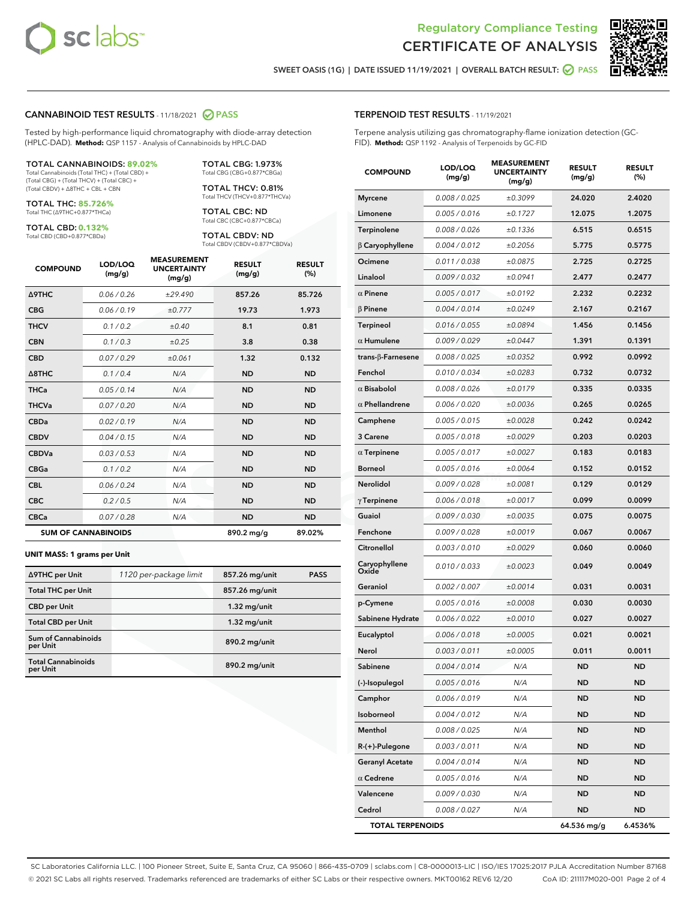Regulatory Compliance Testing

# CERTIFICATE OF ANALYSIS

SWEET OASIS (1G) | DATE ISSUED 11/19/2021 | OVERALL BATCH RESULT: PASS

## CANNABINOID TEST RESULTS - 11/18/2021 PASS

Tested by high-performance liquid chromatography with diode-array detection (HPLC-DAD). **Method:** QSP 1157 - Analysis of Cannabinoids by HPLC-DAD

**TOTAL CANNABINOIDS: 89.02%**
Total Cannabinoids (Total THC) + (Total CBD) + (Total CBG) + (Total THCV) + (Total CBC) + (Total CBDV) + Δ8THC + CBL + CBN

**TOTAL THC: 85.726%**
Total THC (Δ9THC+0.877*THCa)

**TOTAL CBD: 0.132%**
Total CBD (CBD+0.877*CBDa)

**TOTAL CBG: 1.973%**
Total CBG (CBG+0.877*CBGa)

**TOTAL THCV: 0.81%**
Total THCV (THCV+0.877*THCVa)

**TOTAL CBC: ND**
Total CBC (CBC+0.877*CBCa)

**TOTAL CBDV: ND**
Total CBDV (CBDV+0.877*CBDVa)

| COMPOUND | LOD/LOQ (mg/g) | MEASUREMENT UNCERTAINTY (mg/g) | RESULT (mg/g) | RESULT (%) |
|---|---|---|---|---|
| Δ9THC | 0.06 / 0.26 | ±29.490 | 857.26 | 85.726 |
| CBG | 0.06 / 0.19 | ±0.777 | 19.73 | 1.973 |
| THCV | 0.1 / 0.2 | ±0.40 | 8.1 | 0.81 |
| CBN | 0.1 / 0.3 | ±0.25 | 3.8 | 0.38 |
| CBD | 0.07 / 0.29 | ±0.061 | 1.32 | 0.132 |
| Δ8THC | 0.1 / 0.4 | N/A | ND | ND |
| THCa | 0.05 / 0.14 | N/A | ND | ND |
| THCVa | 0.07 / 0.20 | N/A | ND | ND |
| CBDa | 0.02 / 0.19 | N/A | ND | ND |
| CBDV | 0.04 / 0.15 | N/A | ND | ND |
| CBDVa | 0.03 / 0.53 | N/A | ND | ND |
| CBGa | 0.1 / 0.2 | N/A | ND | ND |
| CBL | 0.06 / 0.24 | N/A | ND | ND |
| CBC | 0.2 / 0.5 | N/A | ND | ND |
| CBCa | 0.07 / 0.28 | N/A | ND | ND |
| **SUM OF CANNABINOIDS** | | | 890.2 mg/g | 89.02% |

**UNIT MASS: 1 grams per Unit**

| | | | |
|---|---|---|---|
| Δ9THC per Unit | 1120 per-package limit | 857.26 mg/unit | PASS |
| Total THC per Unit | | 857.26 mg/unit | |
| CBD per Unit | | 1.32 mg/unit | |
| Total CBD per Unit | | 1.32 mg/unit | |
| Sum of Cannabinoids per Unit | | 890.2 mg/unit | |
| Total Cannabinoids per Unit | | 890.2 mg/unit | |

## TERPENOID TEST RESULTS - 11/19/2021

Terpene analysis utilizing gas chromatography-flame ionization detection (GC-FID). **Method:** QSP 1192 - Analysis of Terpenoids by GC-FID

| COMPOUND | LOD/LOQ (mg/g) | MEASUREMENT UNCERTAINTY (mg/g) | RESULT (mg/g) | RESULT (%) |
|---|---|---|---|---|
| Myrcene | 0.008 / 0.025 | ±0.3099 | 24.020 | 2.4020 |
| Limonene | 0.005 / 0.016 | ±0.1727 | 12.075 | 1.2075 |
| Terpinolene | 0.008 / 0.026 | ±0.1336 | 6.515 | 0.6515 |
| β Caryophyllene | 0.004 / 0.012 | ±0.2056 | 5.775 | 0.5775 |
| Ocimene | 0.011 / 0.038 | ±0.0875 | 2.725 | 0.2725 |
| Linalool | 0.009 / 0.032 | ±0.0941 | 2.477 | 0.2477 |
| α Pinene | 0.005 / 0.017 | ±0.0192 | 2.232 | 0.2232 |
| β Pinene | 0.004 / 0.014 | ±0.0249 | 2.167 | 0.2167 |
| Terpineol | 0.016 / 0.055 | ±0.0894 | 1.456 | 0.1456 |
| α Humulene | 0.009 / 0.029 | ±0.0447 | 1.391 | 0.1391 |
| trans-β-Farnesene | 0.008 / 0.025 | ±0.0352 | 0.992 | 0.0992 |
| Fenchol | 0.010 / 0.034 | ±0.0283 | 0.732 | 0.0732 |
| α Bisabolol | 0.008 / 0.026 | ±0.0179 | 0.335 | 0.0335 |
| α Phellandrene | 0.006 / 0.020 | ±0.0036 | 0.265 | 0.0265 |
| Camphene | 0.005 / 0.015 | ±0.0028 | 0.242 | 0.0242 |
| 3 Carene | 0.005 / 0.018 | ±0.0029 | 0.203 | 0.0203 |
| α Terpinene | 0.005 / 0.017 | ±0.0027 | 0.183 | 0.0183 |
| Borneol | 0.005 / 0.016 | ±0.0064 | 0.152 | 0.0152 |
| Nerolidol | 0.009 / 0.028 | ±0.0081 | 0.129 | 0.0129 |
| γ Terpinene | 0.006 / 0.018 | ±0.0017 | 0.099 | 0.0099 |
| Guaiol | 0.009 / 0.030 | ±0.0035 | 0.075 | 0.0075 |
| Fenchone | 0.009 / 0.028 | ±0.0019 | 0.067 | 0.0067 |
| Citronellol | 0.003 / 0.010 | ±0.0029 | 0.060 | 0.0060 |
| Caryophyllene Oxide | 0.010 / 0.033 | ±0.0023 | 0.049 | 0.0049 |
| Geraniol | 0.002 / 0.007 | ±0.0014 | 0.031 | 0.0031 |
| p-Cymene | 0.005 / 0.016 | ±0.0008 | 0.030 | 0.0030 |
| Sabinene Hydrate | 0.006 / 0.022 | ±0.0010 | 0.027 | 0.0027 |
| Eucalyptol | 0.006 / 0.018 | ±0.0005 | 0.021 | 0.0021 |
| Nerol | 0.003 / 0.011 | ±0.0005 | 0.011 | 0.0011 |
| Sabinene | 0.004 / 0.014 | N/A | ND | ND |
| (-)-Isopulegol | 0.005 / 0.016 | N/A | ND | ND |
| Camphor | 0.006 / 0.019 | N/A | ND | ND |
| Isoborneol | 0.004 / 0.012 | N/A | ND | ND |
| Menthol | 0.008 / 0.025 | N/A | ND | ND |
| R-(+)-Pulegone | 0.003 / 0.011 | N/A | ND | ND |
| Geranyl Acetate | 0.004 / 0.014 | N/A | ND | ND |
| α Cedrene | 0.005 / 0.016 | N/A | ND | ND |
| Valencene | 0.009 / 0.030 | N/A | ND | ND |
| Cedrol | 0.008 / 0.027 | N/A | ND | ND |
| **TOTAL TERPENOIDS** | | | 64.536 mg/g | 6.4536% |

SC Laboratories California LLC. | 100 Pioneer Street, Suite E, Santa Cruz, CA 95060 | 866-435-0709 | sclabs.com | C8-0000013-LIC | ISO/IES 17025:2017 PJLA Accreditation Number 87168
© 2021 SC Labs all rights reserved. Trademarks referenced are trademarks of either SC Labs or their respective owners. MKT00162 REV6 12/20 CoA ID: 211117M020-001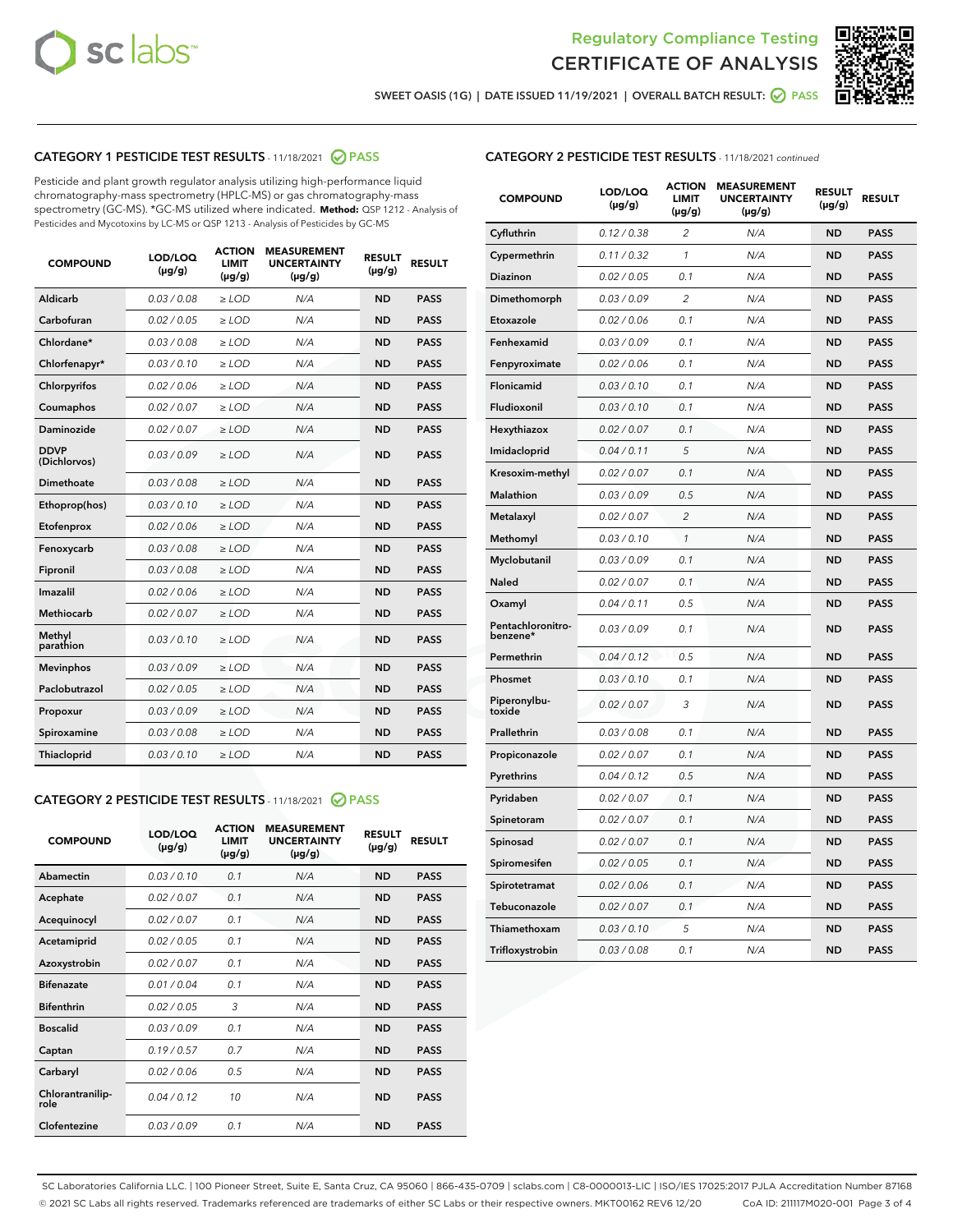Regulatory Compliance Testing

CERTIFICATE OF ANALYSIS

SWEET OASIS (1G) | DATE ISSUED 11/19/2021 | OVERALL BATCH RESULT: PASS

## CATEGORY 1 PESTICIDE TEST RESULTS - 11/18/2021 PASS

Pesticide and plant growth regulator analysis utilizing high-performance liquid chromatography-mass spectrometry (HPLC-MS) or gas chromatography-mass spectrometry (GC-MS). *GC-MS utilized where indicated. **Method:** QSP 1212 - Analysis of Pesticides and Mycotoxins by LC-MS or QSP 1213 - Analysis of Pesticides by GC-MS

| COMPOUND | LOD/LOQ (µg/g) | ACTION LIMIT (µg/g) | MEASUREMENT UNCERTAINTY (µg/g) | RESULT (µg/g) | RESULT |
|---|---|---|---|---|---|
| Aldicarb | 0.03 / 0.08 | ≥ LOD | N/A | ND | PASS |
| Carbofuran | 0.02 / 0.05 | ≥ LOD | N/A | ND | PASS |
| Chlordane* | 0.03 / 0.08 | ≥ LOD | N/A | ND | PASS |
| Chlorfenapyr* | 0.03 / 0.10 | ≥ LOD | N/A | ND | PASS |
| Chlorpyrifos | 0.02 / 0.06 | ≥ LOD | N/A | ND | PASS |
| Coumaphos | 0.02 / 0.07 | ≥ LOD | N/A | ND | PASS |
| Daminozide | 0.02 / 0.07 | ≥ LOD | N/A | ND | PASS |
| DDVP (Dichlorvos) | 0.03 / 0.09 | ≥ LOD | N/A | ND | PASS |
| Dimethoate | 0.03 / 0.08 | ≥ LOD | N/A | ND | PASS |
| Ethoprop(hos) | 0.03 / 0.10 | ≥ LOD | N/A | ND | PASS |
| Etofenprox | 0.02 / 0.06 | ≥ LOD | N/A | ND | PASS |
| Fenoxycarb | 0.03 / 0.08 | ≥ LOD | N/A | ND | PASS |
| Fipronil | 0.03 / 0.08 | ≥ LOD | N/A | ND | PASS |
| Imazalil | 0.02 / 0.06 | ≥ LOD | N/A | ND | PASS |
| Methiocarb | 0.02 / 0.07 | ≥ LOD | N/A | ND | PASS |
| Methyl parathion | 0.03 / 0.10 | ≥ LOD | N/A | ND | PASS |
| Mevinphos | 0.03 / 0.09 | ≥ LOD | N/A | ND | PASS |
| Paclobutrazol | 0.02 / 0.05 | ≥ LOD | N/A | ND | PASS |
| Propoxur | 0.03 / 0.09 | ≥ LOD | N/A | ND | PASS |
| Spiroxamine | 0.03 / 0.08 | ≥ LOD | N/A | ND | PASS |
| Thiacloprid | 0.03 / 0.10 | ≥ LOD | N/A | ND | PASS |

## CATEGORY 2 PESTICIDE TEST RESULTS - 11/18/2021 PASS

| COMPOUND | LOD/LOQ (µg/g) | ACTION LIMIT (µg/g) | MEASUREMENT UNCERTAINTY (µg/g) | RESULT (µg/g) | RESULT |
|---|---|---|---|---|---|
| Abamectin | 0.03 / 0.10 | 0.1 | N/A | ND | PASS |
| Acephate | 0.02 / 0.07 | 0.1 | N/A | ND | PASS |
| Acequinocyl | 0.02 / 0.07 | 0.1 | N/A | ND | PASS |
| Acetamiprid | 0.02 / 0.05 | 0.1 | N/A | ND | PASS |
| Azoxystrobin | 0.02 / 0.07 | 0.1 | N/A | ND | PASS |
| Bifenazate | 0.01 / 0.04 | 0.1 | N/A | ND | PASS |
| Bifenthrin | 0.02 / 0.05 | 3 | N/A | ND | PASS |
| Boscalid | 0.03 / 0.09 | 0.1 | N/A | ND | PASS |
| Captan | 0.19 / 0.57 | 0.7 | N/A | ND | PASS |
| Carbaryl | 0.02 / 0.06 | 0.5 | N/A | ND | PASS |
| Chlorantraniliprole | 0.04 / 0.12 | 10 | N/A | ND | PASS |
| Clofentezine | 0.03 / 0.09 | 0.1 | N/A | ND | PASS |
| Cyfluthrin | 0.12 / 0.38 | 2 | N/A | ND | PASS |
| Cypermethrin | 0.11 / 0.32 | 1 | N/A | ND | PASS |
| Diazinon | 0.02 / 0.05 | 0.1 | N/A | ND | PASS |
| Dimethomorph | 0.03 / 0.09 | 2 | N/A | ND | PASS |
| Etoxazole | 0.02 / 0.06 | 0.1 | N/A | ND | PASS |
| Fenhexamid | 0.03 / 0.09 | 0.1 | N/A | ND | PASS |
| Fenpyroximate | 0.02 / 0.06 | 0.1 | N/A | ND | PASS |
| Flonicamid | 0.03 / 0.10 | 0.1 | N/A | ND | PASS |
| Fludioxonil | 0.03 / 0.10 | 0.1 | N/A | ND | PASS |
| Hexythiazox | 0.02 / 0.07 | 0.1 | N/A | ND | PASS |
| Imidacloprid | 0.04 / 0.11 | 5 | N/A | ND | PASS |
| Kresoxim-methyl | 0.02 / 0.07 | 0.1 | N/A | ND | PASS |
| Malathion | 0.03 / 0.09 | 0.5 | N/A | ND | PASS |
| Metalaxyl | 0.02 / 0.07 | 2 | N/A | ND | PASS |
| Methomyl | 0.03 / 0.10 | 1 | N/A | ND | PASS |
| Myclobutanil | 0.03 / 0.09 | 0.1 | N/A | ND | PASS |
| Naled | 0.02 / 0.07 | 0.1 | N/A | ND | PASS |
| Oxamyl | 0.04 / 0.11 | 0.5 | N/A | ND | PASS |
| Pentachloronitrobenzene* | 0.03 / 0.09 | 0.1 | N/A | ND | PASS |
| Permethrin | 0.04 / 0.12 | 0.5 | N/A | ND | PASS |
| Phosmet | 0.03 / 0.10 | 0.1 | N/A | ND | PASS |
| Piperonylbutoxide | 0.02 / 0.07 | 3 | N/A | ND | PASS |
| Prallethrin | 0.03 / 0.08 | 0.1 | N/A | ND | PASS |
| Propiconazole | 0.02 / 0.07 | 0.1 | N/A | ND | PASS |
| Pyrethrins | 0.04 / 0.12 | 0.5 | N/A | ND | PASS |
| Pyridaben | 0.02 / 0.07 | 0.1 | N/A | ND | PASS |
| Spinetoram | 0.02 / 0.07 | 0.1 | N/A | ND | PASS |
| Spinosad | 0.02 / 0.07 | 0.1 | N/A | ND | PASS |
| Spiromesifen | 0.02 / 0.05 | 0.1 | N/A | ND | PASS |
| Spirotetramat | 0.02 / 0.06 | 0.1 | N/A | ND | PASS |
| Tebuconazole | 0.02 / 0.07 | 0.1 | N/A | ND | PASS |
| Thiamethoxam | 0.03 / 0.10 | 5 | N/A | ND | PASS |
| Trifloxystrobin | 0.03 / 0.08 | 0.1 | N/A | ND | PASS |

SC Laboratories California LLC. | 100 Pioneer Street, Suite E, Santa Cruz, CA 95060 | 866-435-0709 | sclabs.com | C8-0000013-LIC | ISO/IES 17025:2017 PJLA Accreditation Number 87168
© 2021 SC Labs all rights reserved. Trademarks referenced are trademarks of either SC Labs or their respective owners. MKT00162 REV6 12/20 CoA ID: 211117M020-001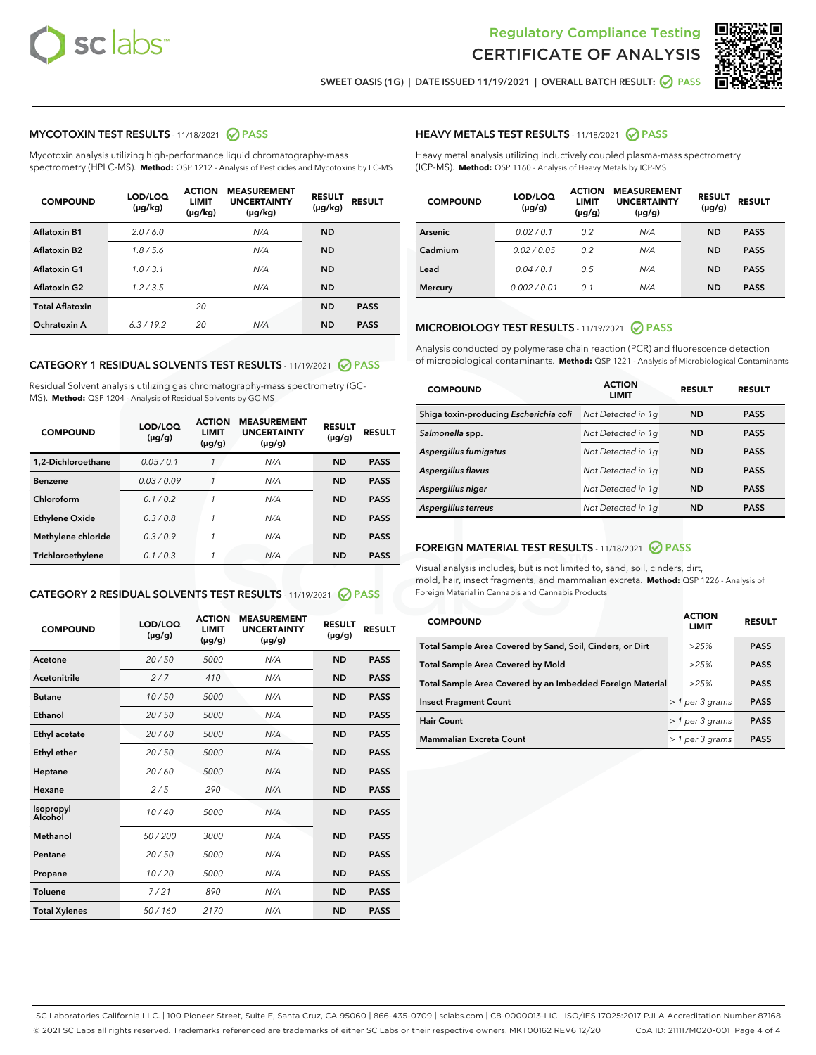Regulatory Compliance Testing

# CERTIFICATE OF ANALYSIS

SWEET OASIS (1G) | DATE ISSUED 11/19/2021 | OVERALL BATCH RESULT: PASS

## MYCOTOXIN TEST RESULTS - 11/18/2021 PASS

Mycotoxin analysis utilizing high-performance liquid chromatography-mass spectrometry (HPLC-MS). **Method:** QSP 1212 - Analysis of Pesticides and Mycotoxins by LC-MS

| COMPOUND | LOD/LOQ (µg/kg) | ACTION LIMIT (µg/kg) | MEASUREMENT UNCERTAINTY (µg/kg) | RESULT (µg/kg) | RESULT |
|---|---|---|---|---|---|
| Aflatoxin B1 | 2.0 / 6.0 | | N/A | ND | |
| Aflatoxin B2 | 1.8 / 5.6 | | N/A | ND | |
| Aflatoxin G1 | 1.0 / 3.1 | | N/A | ND | |
| Aflatoxin G2 | 1.2 / 3.5 | | N/A | ND | |
| Total Aflatoxin | | 20 | | ND | PASS |
| Ochratoxin A | 6.3 / 19.2 | 20 | N/A | ND | PASS |

## CATEGORY 1 RESIDUAL SOLVENTS TEST RESULTS - 11/19/2021 PASS

Residual Solvent analysis utilizing gas chromatography-mass spectrometry (GC-MS). **Method:** QSP 1204 - Analysis of Residual Solvents by GC-MS

| COMPOUND | LOD/LOQ (µg/g) | ACTION LIMIT (µg/g) | MEASUREMENT UNCERTAINTY (µg/g) | RESULT (µg/g) | RESULT |
|---|---|---|---|---|---|
| 1,2-Dichloroethane | 0.05 / 0.1 | 1 | N/A | ND | PASS |
| Benzene | 0.03 / 0.09 | 1 | N/A | ND | PASS |
| Chloroform | 0.1 / 0.2 | 1 | N/A | ND | PASS |
| Ethylene Oxide | 0.3 / 0.8 | 1 | N/A | ND | PASS |
| Methylene chloride | 0.3 / 0.9 | 1 | N/A | ND | PASS |
| Trichloroethylene | 0.1 / 0.3 | 1 | N/A | ND | PASS |

## CATEGORY 2 RESIDUAL SOLVENTS TEST RESULTS - 11/19/2021 PASS

| COMPOUND | LOD/LOQ (µg/g) | ACTION LIMIT (µg/g) | MEASUREMENT UNCERTAINTY (µg/g) | RESULT (µg/g) | RESULT |
|---|---|---|---|---|---|
| Acetone | 20 / 50 | 5000 | N/A | ND | PASS |
| Acetonitrile | 2 / 7 | 410 | N/A | ND | PASS |
| Butane | 10 / 50 | 5000 | N/A | ND | PASS |
| Ethanol | 20 / 50 | 5000 | N/A | ND | PASS |
| Ethyl acetate | 20 / 60 | 5000 | N/A | ND | PASS |
| Ethyl ether | 20 / 50 | 5000 | N/A | ND | PASS |
| Heptane | 20 / 60 | 5000 | N/A | ND | PASS |
| Hexane | 2 / 5 | 290 | N/A | ND | PASS |
| Isopropyl Alcohol | 10 / 40 | 5000 | N/A | ND | PASS |
| Methanol | 50 / 200 | 3000 | N/A | ND | PASS |
| Pentane | 20 / 50 | 5000 | N/A | ND | PASS |
| Propane | 10 / 20 | 5000 | N/A | ND | PASS |
| Toluene | 7 / 21 | 890 | N/A | ND | PASS |
| Total Xylenes | 50 / 160 | 2170 | N/A | ND | PASS |

## HEAVY METALS TEST RESULTS - 11/18/2021 PASS

Heavy metal analysis utilizing inductively coupled plasma-mass spectrometry (ICP-MS). **Method:** QSP 1160 - Analysis of Heavy Metals by ICP-MS

| COMPOUND | LOD/LOQ (µg/g) | ACTION LIMIT (µg/g) | MEASUREMENT UNCERTAINTY (µg/g) | RESULT (µg/g) | RESULT |
|---|---|---|---|---|---|
| Arsenic | 0.02 / 0.1 | 0.2 | N/A | ND | PASS |
| Cadmium | 0.02 / 0.05 | 0.2 | N/A | ND | PASS |
| Lead | 0.04 / 0.1 | 0.5 | N/A | ND | PASS |
| Mercury | 0.002 / 0.01 | 0.1 | N/A | ND | PASS |

## MICROBIOLOGY TEST RESULTS - 11/19/2021 PASS

Analysis conducted by polymerase chain reaction (PCR) and fluorescence detection of microbiological contaminants. **Method:** QSP 1221 - Analysis of Microbiological Contaminants

| COMPOUND | ACTION LIMIT | RESULT | RESULT |
|---|---|---|---|
| Shiga toxin-producing *Escherichia coli* | Not Detected in 1g | ND | PASS |
| *Salmonella* spp. | Not Detected in 1g | ND | PASS |
| *Aspergillus fumigatus* | Not Detected in 1g | ND | PASS |
| *Aspergillus flavus* | Not Detected in 1g | ND | PASS |
| *Aspergillus niger* | Not Detected in 1g | ND | PASS |
| *Aspergillus terreus* | Not Detected in 1g | ND | PASS |

## FOREIGN MATERIAL TEST RESULTS - 11/18/2021 PASS

Visual analysis includes, but is not limited to, sand, soil, cinders, dirt, mold, hair, insect fragments, and mammalian excreta. **Method:** QSP 1226 - Analysis of Foreign Material in Cannabis and Cannabis Products

| COMPOUND | ACTION LIMIT | RESULT |
|---|---|---|
| Total Sample Area Covered by Sand, Soil, Cinders, or Dirt | >25% | PASS |
| Total Sample Area Covered by Mold | >25% | PASS |
| Total Sample Area Covered by an Imbedded Foreign Material | >25% | PASS |
| Insect Fragment Count | > 1 per 3 grams | PASS |
| Hair Count | > 1 per 3 grams | PASS |
| Mammalian Excreta Count | > 1 per 3 grams | PASS |

SC Laboratories California LLC. | 100 Pioneer Street, Suite E, Santa Cruz, CA 95060 | 866-435-0709 | sclabs.com | C8-0000013-LIC | ISO/IES 17025:2017 PJLA Accreditation Number 87168
© 2021 SC Labs all rights reserved. Trademarks referenced are trademarks of either SC Labs or their respective owners. MKT00162 REV6 12/20 CoA ID: 211117M020-001